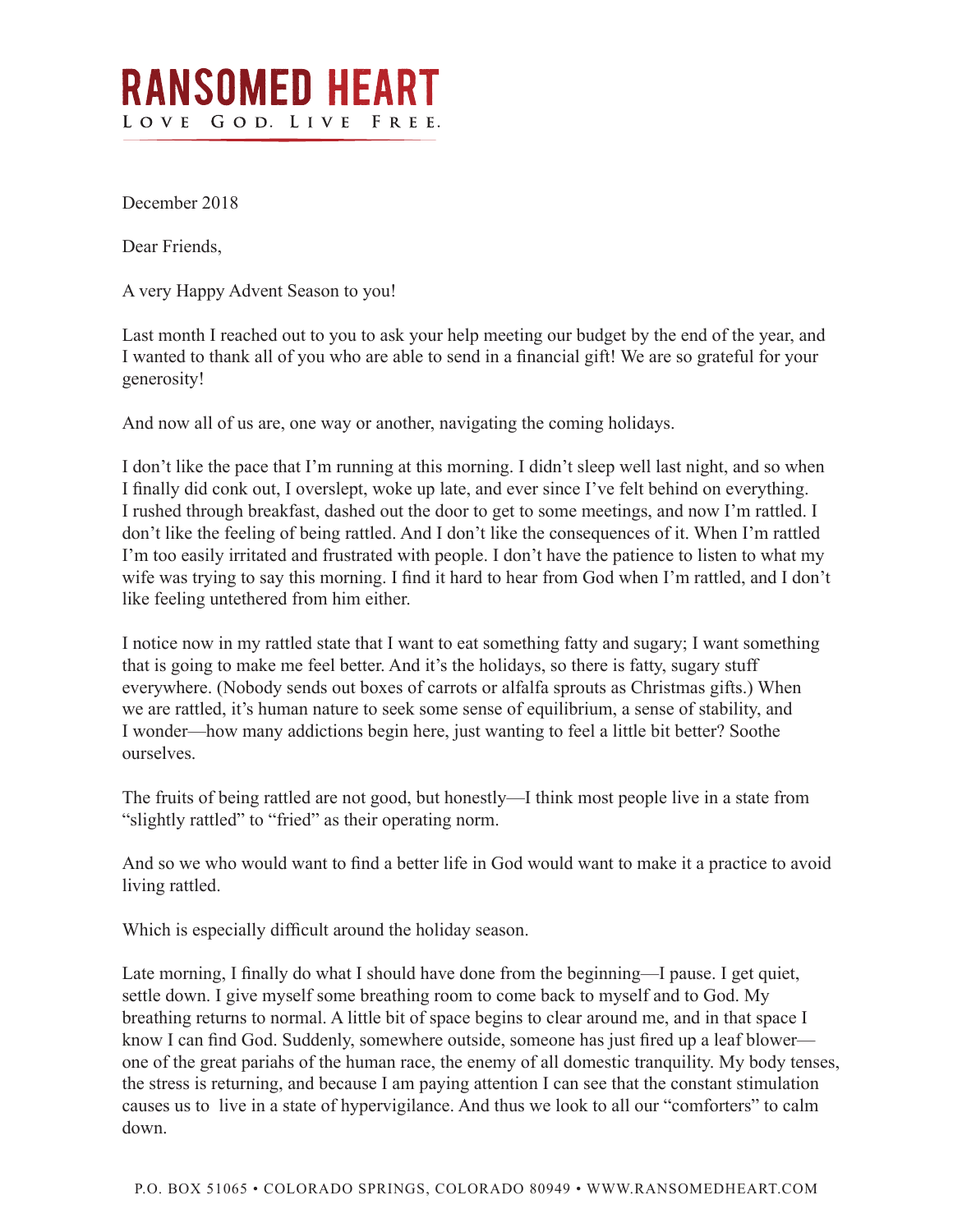# RANSOMED HEART

LOVE GOD. LIVE FREE.

December 2018

Dear Friends,

A very Happy Advent Season to you!

Last month I reached out to you to ask your help meeting our budget by the end of the year, and I wanted to thank all of you who are able to send in a financial gift! We are so grateful for your generosity!

And now all of us are, one way or another, navigating the coming holidays.

I don't like the pace that I'm running at this morning. I didn't sleep well last night, and so when I finally did conk out, I overslept, woke up late, and ever since I've felt behind on everything. I rushed through breakfast, dashed out the door to get to some meetings, and now I'm rattled. I don't like the feeling of being rattled. And I don't like the consequences of it. When I'm rattled I'm too easily irritated and frustrated with people. I don't have the patience to listen to what my wife was trying to say this morning. I find it hard to hear from God when I'm rattled, and I don't like feeling untethered from him either.

I notice now in my rattled state that I want to eat something fatty and sugary; I want something that is going to make me feel better. And it's the holidays, so there is fatty, sugary stuff everywhere. (Nobody sends out boxes of carrots or alfalfa sprouts as Christmas gifts.) When we are rattled, it's human nature to seek some sense of equilibrium, a sense of stability, and I wonder—how many addictions begin here, just wanting to feel a little bit better? Soothe ourselves.

The fruits of being rattled are not good, but honestly—I think most people live in a state from "slightly rattled" to "fried" as their operating norm.

And so we who would want to find a better life in God would want to make it a practice to avoid living rattled.

Which is especially difficult around the holiday season.

Late morning, I finally do what I should have done from the beginning—I pause. I get quiet, settle down. I give myself some breathing room to come back to myself and to God. My breathing returns to normal. A little bit of space begins to clear around me, and in that space I know I can find God. Suddenly, somewhere outside, someone has just fired up a leaf blower—one of the great pariahs of the human race, the enemy of all domestic tranquility. My body tenses, the stress is returning, and because I am paying attention I can see that the constant stimulation causes us to live in a state of hypervigilance. And thus we look to all our "comforters" to calm down.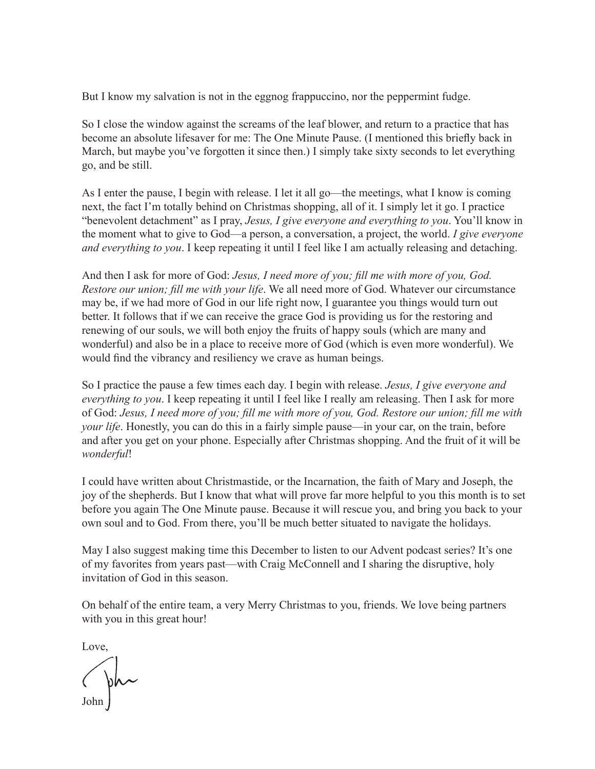But I know my salvation is not in the eggnog frappuccino, nor the peppermint fudge.

So I close the window against the screams of the leaf blower, and return to a practice that has become an absolute lifesaver for me: The One Minute Pause. (I mentioned this briefly back in March, but maybe you've forgotten it since then.) I simply take sixty seconds to let everything go, and be still.

As I enter the pause, I begin with release. I let it all go—the meetings, what I know is coming next, the fact I'm totally behind on Christmas shopping, all of it. I simply let it go. I practice "benevolent detachment" as I pray, *Jesus, I give everyone and everything to you*. You'll know in the moment what to give to God—a person, a conversation, a project, the world. *I give everyone and everything to you*. I keep repeating it until I feel like I am actually releasing and detaching.

And then I ask for more of God: *Jesus, I need more of you; fill me with more of you, God. Restore our union; fill me with your life*. We all need more of God. Whatever our circumstance may be, if we had more of God in our life right now, I guarantee you things would turn out better. It follows that if we can receive the grace God is providing us for the restoring and renewing of our souls, we will both enjoy the fruits of happy souls (which are many and wonderful) and also be in a place to receive more of God (which is even more wonderful). We would find the vibrancy and resiliency we crave as human beings.

So I practice the pause a few times each day. I begin with release. *Jesus, I give everyone and everything to you*. I keep repeating it until I feel like I really am releasing. Then I ask for more of God: *Jesus, I need more of you; fill me with more of you, God. Restore our union; fill me with your life*. Honestly, you can do this in a fairly simple pause—in your car, on the train, before and after you get on your phone. Especially after Christmas shopping. And the fruit of it will be *wonderful*!

I could have written about Christmastide, or the Incarnation, the faith of Mary and Joseph, the joy of the shepherds. But I know that what will prove far more helpful to you this month is to set before you again The One Minute pause. Because it will rescue you, and bring you back to your own soul and to God. From there, you'll be much better situated to navigate the holidays.

May I also suggest making time this December to listen to our Advent podcast series? It's one of my favorites from years past—with Craig McConnell and I sharing the disruptive, holy invitation of God in this season.

On behalf of the entire team, a very Merry Christmas to you, friends. We love being partners with you in this great hour!

Love,

John